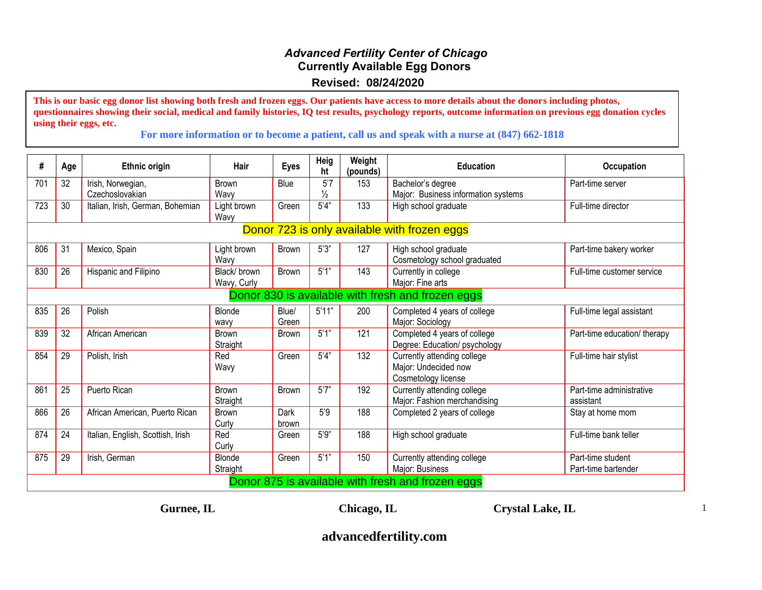# *Advanced Fertility Center of Chicago*

## Currently Available Egg Donors

## Revised: 08/24/2020

**This is our basic egg donor list showing both fresh and frozen eggs. Our patients have access to more details about the donors including photos, questionnaires showing their social, medical and family histories, IQ test results, psychology reports, outcome information on previous egg donation cycles using their eggs, etc.**

**For more information or to become a patient, call us and speak with a nurse at (847) 662-1818**

| # | Age | Ethnic origin | Hair | Eyes | Height | Weight (pounds) | Education | Occupation |
|---|---|---|---|---|---|---|---|---|
| 701 | 32 | Irish, Norwegian, Czechoslovakian | Brown Wavy | Blue | 5'7 ½ | 153 | Bachelor's degree<br>Major: Business information systems | Part-time server |
| 723 | 30 | Italian, Irish, German, Bohemian | Light brown Wavy | Green | 5'4" | 133 | High school graduate | Full-time director |
| Donor 723 is only available with frozen eggs | | | | | | | | |
| 806 | 31 | Mexico, Spain | Light brown Wavy | Brown | 5'3" | 127 | High school graduate<br>Cosmetology school graduated | Part-time bakery worker |
| 830 | 26 | Hispanic and Filipino | Black/ brown Wavy, Curly | Brown | 5'1" | 143 | Currently in college<br>Major: Fine arts | Full-time customer service |
| Donor 830 is available with fresh and frozen eggs | | | | | | | | |
| 835 | 26 | Polish | Blonde wavy | Blue/ Green | 5'11" | 200 | Completed 4 years of college<br>Major: Sociology | Full-time legal assistant |
| 839 | 32 | African American | Brown Straight | Brown | 5'1" | 121 | Completed 4 years of college<br>Degree: Education/ psychology | Part-time education/ therapy |
| 854 | 29 | Polish, Irish | Red Wavy | Green | 5'4" | 132 | Currently attending college<br>Major: Undecided now<br>Cosmetology license | Full-time hair stylist |
| 861 | 25 | Puerto Rican | Brown Straight | Brown | 5'7" | 192 | Currently attending college<br>Major: Fashion merchandising | Part-time administrative assistant |
| 866 | 26 | African American, Puerto Rican | Brown Curly | Dark brown | 5'9 | 188 | Completed 2 years of college | Stay at home mom |
| 874 | 24 | Italian, English, Scottish, Irish | Red Curly | Green | 5'9" | 188 | High school graduate | Full-time bank teller |
| 875 | 29 | Irish, German | Blonde Straight | Green | 5'1" | 150 | Currently attending college<br>Major: Business | Part-time student<br>Part-time bartender |
| Donor 875 is available with fresh and frozen eggs | | | | | | | | |

**Gurnee, IL** **Chicago, IL** **Crystal Lake, IL**

**advancedfertility.com**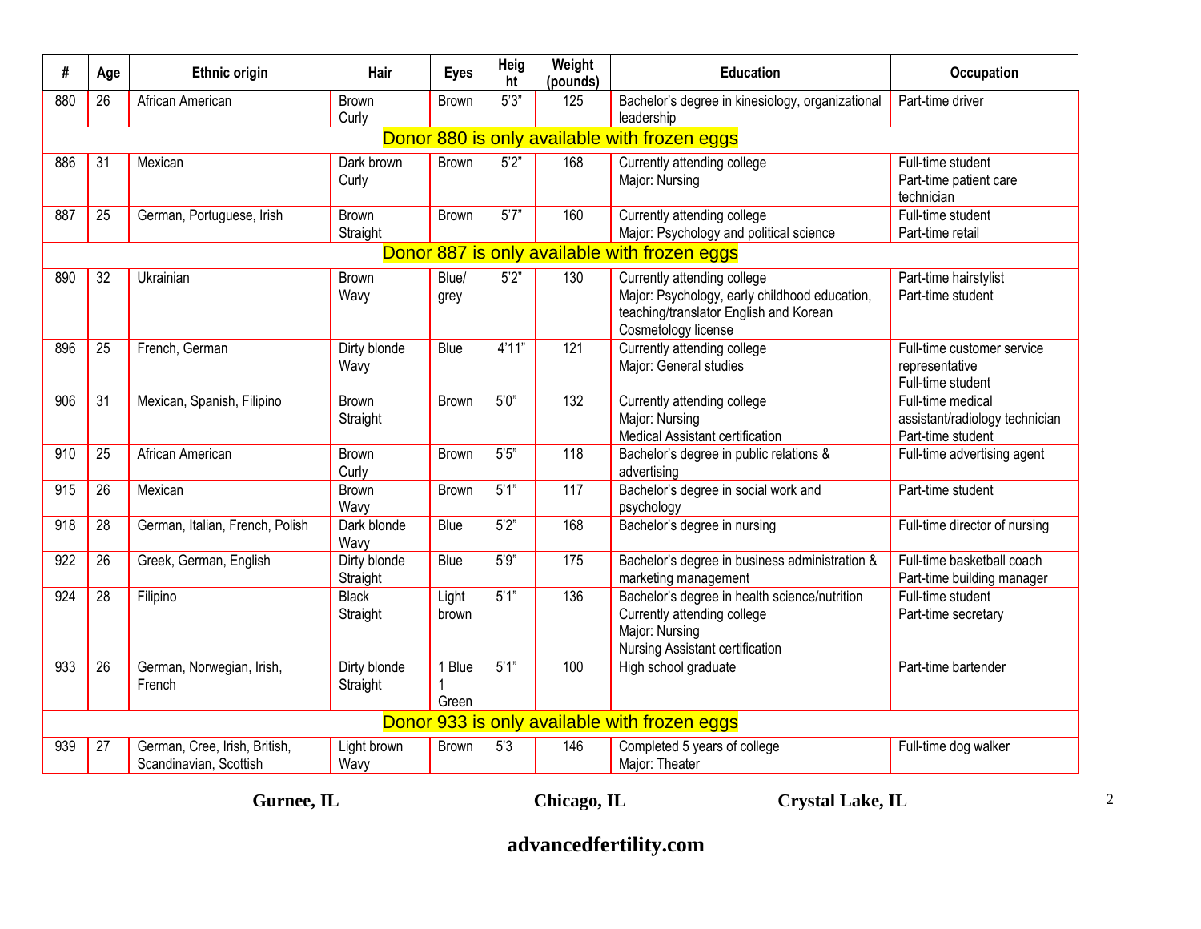| # | Age | Ethnic origin | Hair | Eyes | Height | Weight (pounds) | Education | Occupation |
|---|---|---|---|---|---|---|---|---|
| 880 | 26 | African American | Brown Curly | Brown | 5'3" | 125 | Bachelor's degree in kinesiology, organizational leadership | Part-time driver |
| Donor 880 is only available with frozen eggs | | | | | | | | |
| 886 | 31 | Mexican | Dark brown Curly | Brown | 5'2" | 168 | Currently attending college Major: Nursing | Full-time student Part-time patient care technician |
| 887 | 25 | German, Portuguese, Irish | Brown Straight | Brown | 5'7" | 160 | Currently attending college Major: Psychology and political science | Full-time student Part-time retail |
| Donor 887 is only available with frozen eggs | | | | | | | | |
| 890 | 32 | Ukrainian | Brown Wavy | Blue/ grey | 5'2" | 130 | Currently attending college Major: Psychology, early childhood education, teaching/translator English and Korean Cosmetology license | Part-time hairstylist Part-time student |
| 896 | 25 | French, German | Dirty blonde Wavy | Blue | 4'11" | 121 | Currently attending college Major: General studies | Full-time customer service representative Full-time student |
| 906 | 31 | Mexican, Spanish, Filipino | Brown Straight | Brown | 5'0" | 132 | Currently attending college Major: Nursing Medical Assistant certification | Full-time medical assistant/radiology technician Part-time student |
| 910 | 25 | African American | Brown Curly | Brown | 5'5" | 118 | Bachelor's degree in public relations & advertising | Full-time advertising agent |
| 915 | 26 | Mexican | Brown Wavy | Brown | 5'1" | 117 | Bachelor's degree in social work and psychology | Part-time student |
| 918 | 28 | German, Italian, French, Polish | Dark blonde Wavy | Blue | 5'2" | 168 | Bachelor's degree in nursing | Full-time director of nursing |
| 922 | 26 | Greek, German, English | Dirty blonde Straight | Blue | 5'9" | 175 | Bachelor's degree in business administration & marketing management | Full-time basketball coach Part-time building manager |
| 924 | 28 | Filipino | Black Straight | Light brown | 5'1" | 136 | Bachelor's degree in health science/nutrition Currently attending college Major: Nursing Nursing Assistant certification | Full-time student Part-time secretary |
| 933 | 26 | German, Norwegian, Irish, French | Dirty blonde Straight | 1 Blue 1 Green | 5'1" | 100 | High school graduate | Part-time bartender |
| Donor 933 is only available with frozen eggs | | | | | | | | |
| 939 | 27 | German, Cree, Irish, British, Scandinavian, Scottish | Light brown Wavy | Brown | 5'3 | 146 | Completed 5 years of college Major: Theater | Full-time dog walker |

**Gurnee, IL** **Chicago, IL** **Crystal Lake, IL**

**advancedfertility.com**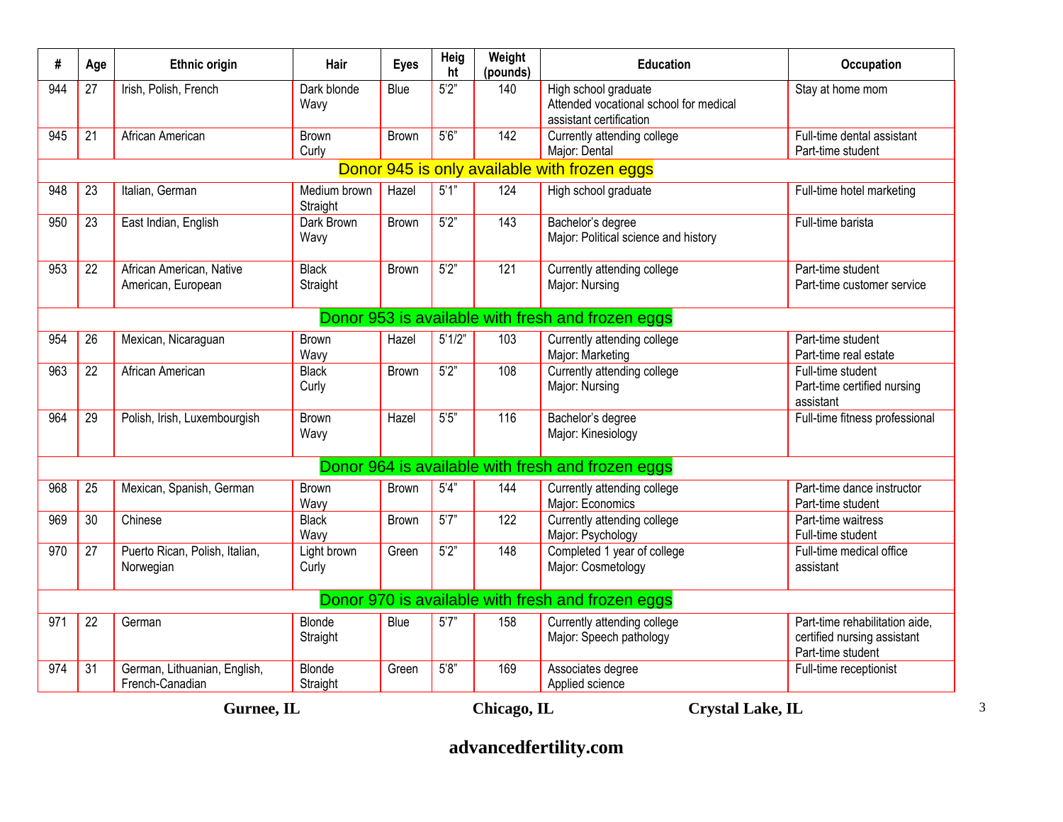| # | Age | Ethnic origin | Hair | Eyes | Height | Weight (pounds) | Education | Occupation |
|---|---|---|---|---|---|---|---|---|
| 944 | 27 | Irish, Polish, French | Dark blonde Wavy | Blue | 5'2" | 140 | High school graduate Attended vocational school for medical assistant certification | Stay at home mom |
| 945 | 21 | African American | Brown Curly | Brown | 5'6" | 142 | Currently attending college Major: Dental | Full-time dental assistant Part-time student |
| Donor 945 is only available with frozen eggs | | | | | | | | |
| 948 | 23 | Italian, German | Medium brown Straight | Hazel | 5'1" | 124 | High school graduate | Full-time hotel marketing |
| 950 | 23 | East Indian, English | Dark Brown Wavy | Brown | 5'2" | 143 | Bachelor's degree Major: Political science and history | Full-time barista |
| 953 | 22 | African American, Native American, European | Black Straight | Brown | 5'2" | 121 | Currently attending college Major: Nursing | Part-time student Part-time customer service |
| Donor 953 is available with fresh and frozen eggs | | | | | | | | |
| 954 | 26 | Mexican, Nicaraguan | Brown Wavy | Hazel | 5'1/2" | 103 | Currently attending college Major: Marketing | Part-time student Part-time real estate |
| 963 | 22 | African American | Black Curly | Brown | 5'2" | 108 | Currently attending college Major: Nursing | Full-time student Part-time certified nursing assistant |
| 964 | 29 | Polish, Irish, Luxembourgish | Brown Wavy | Hazel | 5'5" | 116 | Bachelor's degree Major: Kinesiology | Full-time fitness professional |
| Donor 964 is available with fresh and frozen eggs | | | | | | | | |
| 968 | 25 | Mexican, Spanish, German | Brown Wavy | Brown | 5'4" | 144 | Currently attending college Major: Economics | Part-time dance instructor Part-time student |
| 969 | 30 | Chinese | Black Wavy | Brown | 5'7" | 122 | Currently attending college Major: Psychology | Part-time waitress Full-time student |
| 970 | 27 | Puerto Rican, Polish, Italian, Norwegian | Light brown Curly | Green | 5'2" | 148 | Completed 1 year of college Major: Cosmetology | Full-time medical office assistant |
| Donor 970 is available with fresh and frozen eggs | | | | | | | | |
| 971 | 22 | German | Blonde Straight | Blue | 5'7" | 158 | Currently attending college Major: Speech pathology | Part-time rehabilitation aide, certified nursing assistant Part-time student |
| 974 | 31 | German, Lithuanian, English, French-Canadian | Blonde Straight | Green | 5'8" | 169 | Associates degree Applied science | Full-time receptionist |

**Gurnee, IL** **Chicago, IL** **Crystal Lake, IL**

**advancedfertility.com**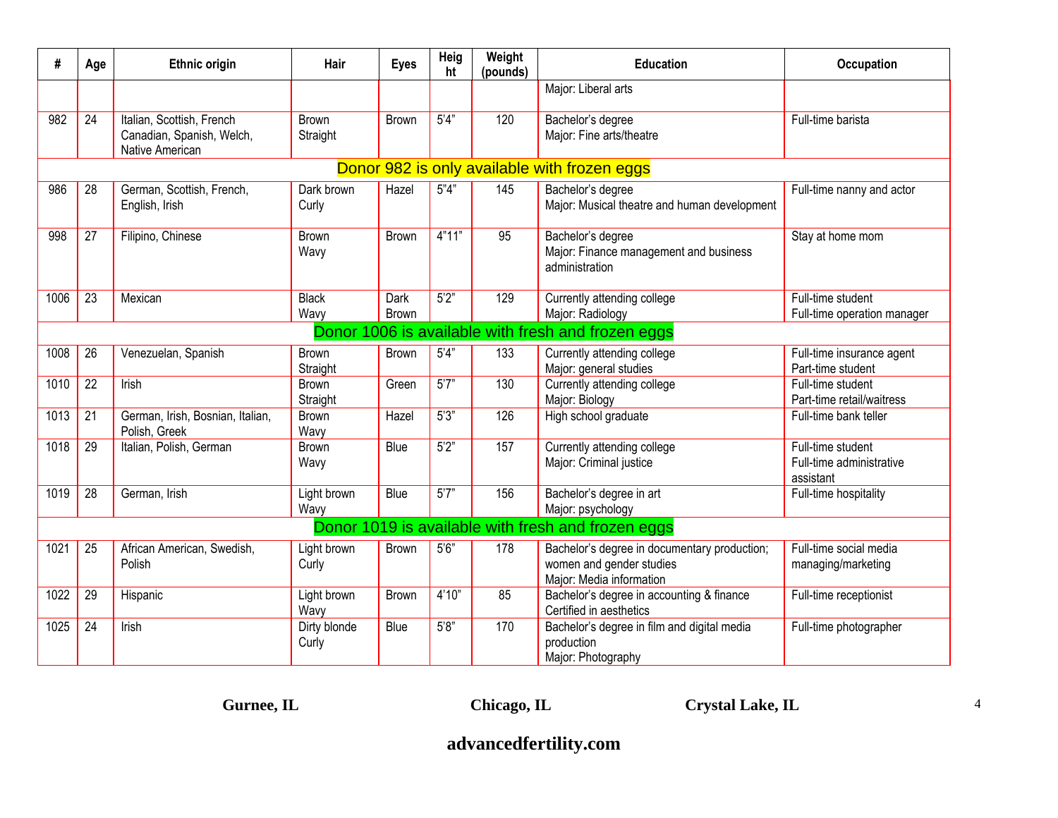| # | Age | Ethnic origin | Hair | Eyes | Height | Weight (pounds) | Education | Occupation |
|---|---|---|---|---|---|---|---|---|
| | | | | | | | Major: Liberal arts | |
| 982 | 24 | Italian, Scottish, French Canadian, Spanish, Welch, Native American | Brown Straight | Brown | 5'4" | 120 | Bachelor's degree Major: Fine arts/theatre | Full-time barista |
| Donor 982 is only available with frozen eggs | | | | | | | | |
| 986 | 28 | German, Scottish, French, English, Irish | Dark brown Curly | Hazel | 5"4" | 145 | Bachelor's degree Major: Musical theatre and human development | Full-time nanny and actor |
| 998 | 27 | Filipino, Chinese | Brown Wavy | Brown | 4"11" | 95 | Bachelor's degree Major: Finance management and business administration | Stay at home mom |
| 1006 | 23 | Mexican | Black Wavy | Dark Brown | 5'2" | 129 | Currently attending college Major: Radiology | Full-time student Full-time operation manager |
| Donor 1006 is available with fresh and frozen eggs | | | | | | | | |
| 1008 | 26 | Venezuelan, Spanish | Brown Straight | Brown | 5'4" | 133 | Currently attending college Major: general studies | Full-time insurance agent Part-time student |
| 1010 | 22 | Irish | Brown Straight | Green | 5'7" | 130 | Currently attending college Major: Biology | Full-time student Part-time retail/waitress |
| 1013 | 21 | German, Irish, Bosnian, Italian, Polish, Greek | Brown Wavy | Hazel | 5'3" | 126 | High school graduate | Full-time bank teller |
| 1018 | 29 | Italian, Polish, German | Brown Wavy | Blue | 5'2" | 157 | Currently attending college Major: Criminal justice | Full-time student Full-time administrative assistant |
| 1019 | 28 | German, Irish | Light brown Wavy | Blue | 5'7" | 156 | Bachelor's degree in art Major: psychology | Full-time hospitality |
| Donor 1019 is available with fresh and frozen eggs | | | | | | | | |
| 1021 | 25 | African American, Swedish, Polish | Light brown Curly | Brown | 5'6" | 178 | Bachelor's degree in documentary production; women and gender studies Major: Media information | Full-time social media managing/marketing |
| 1022 | 29 | Hispanic | Light brown Wavy | Brown | 4'10" | 85 | Bachelor's degree in accounting & finance Certified in aesthetics | Full-time receptionist |
| 1025 | 24 | Irish | Dirty blonde Curly | Blue | 5'8" | 170 | Bachelor's degree in film and digital media production Major: Photography | Full-time photographer |

**Gurnee, IL** **Chicago, IL** **Crystal Lake, IL**

**advancedfertility.com**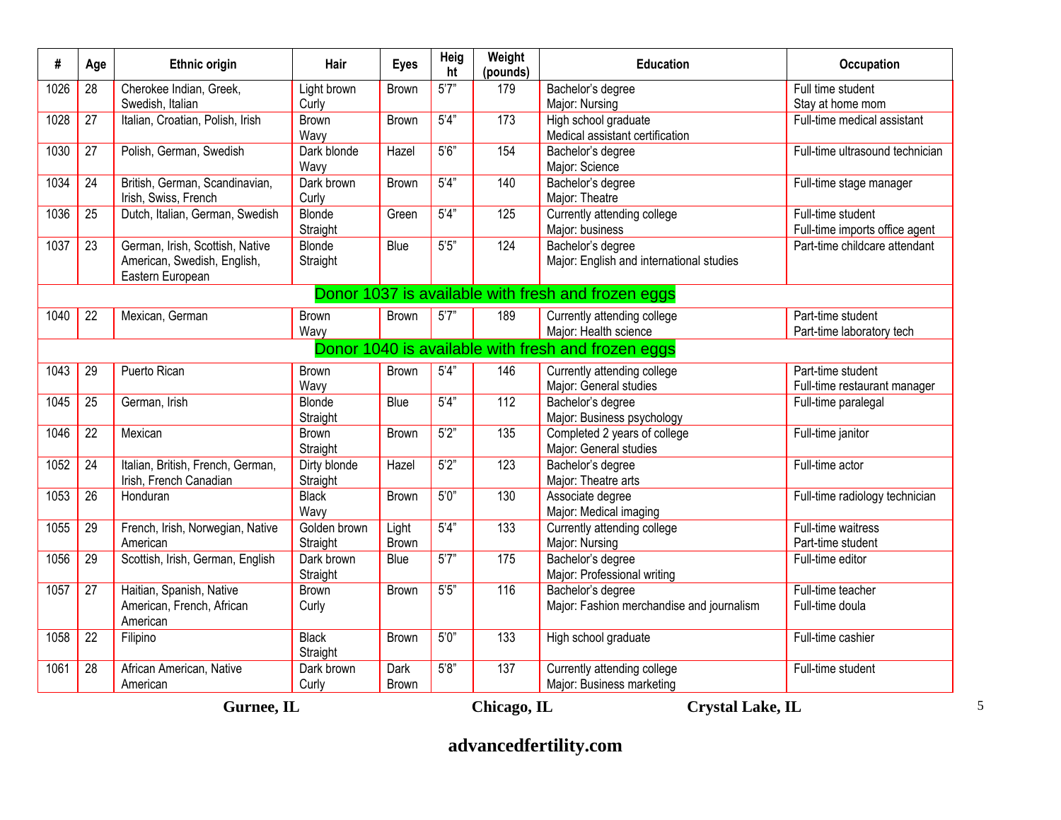| # | Age | Ethnic origin | Hair | Eyes | Height | Weight (pounds) | Education | Occupation |
|---|---|---|---|---|---|---|---|---|
| 1026 | 28 | Cherokee Indian, Greek, Swedish, Italian | Light brown Curly | Brown | 5'7" | 179 | Bachelor's degree Major: Nursing | Full time student Stay at home mom |
| 1028 | 27 | Italian, Croatian, Polish, Irish | Brown Wavy | Brown | 5'4" | 173 | High school graduate Medical assistant certification | Full-time medical assistant |
| 1030 | 27 | Polish, German, Swedish | Dark blonde Wavy | Hazel | 5'6" | 154 | Bachelor's degree Major: Science | Full-time ultrasound technician |
| 1034 | 24 | British, German, Scandinavian, Irish, Swiss, French | Dark brown Curly | Brown | 5'4" | 140 | Bachelor's degree Major: Theatre | Full-time stage manager |
| 1036 | 25 | Dutch, Italian, German, Swedish | Blonde Straight | Green | 5'4" | 125 | Currently attending college Major: business | Full-time student Full-time imports office agent |
| 1037 | 23 | German, Irish, Scottish, Native American, Swedish, English, Eastern European | Blonde Straight | Blue | 5'5" | 124 | Bachelor's degree Major: English and international studies | Part-time childcare attendant |
| Donor 1037 is available with fresh and frozen eggs | | | | | | | | |
| 1040 | 22 | Mexican, German | Brown Wavy | Brown | 5'7" | 189 | Currently attending college Major: Health science | Part-time student Part-time laboratory tech |
| Donor 1040 is available with fresh and frozen eggs | | | | | | | | |
| 1043 | 29 | Puerto Rican | Brown Wavy | Brown | 5'4" | 146 | Currently attending college Major: General studies | Part-time student Full-time restaurant manager |
| 1045 | 25 | German, Irish | Blonde Straight | Blue | 5'4" | 112 | Bachelor's degree Major: Business psychology | Full-time paralegal |
| 1046 | 22 | Mexican | Brown Straight | Brown | 5'2" | 135 | Completed 2 years of college Major: General studies | Full-time janitor |
| 1052 | 24 | Italian, British, French, German, Irish, French Canadian | Dirty blonde Straight | Hazel | 5'2" | 123 | Bachelor's degree Major: Theatre arts | Full-time actor |
| 1053 | 26 | Honduran | Black Wavy | Brown | 5'0" | 130 | Associate degree Major: Medical imaging | Full-time radiology technician |
| 1055 | 29 | French, Irish, Norwegian, Native American | Golden brown Straight | Light Brown | 5'4" | 133 | Currently attending college Major: Nursing | Full-time waitress Part-time student |
| 1056 | 29 | Scottish, Irish, German, English | Dark brown Straight | Blue | 5'7" | 175 | Bachelor's degree Major: Professional writing | Full-time editor |
| 1057 | 27 | Haitian, Spanish, Native American, French, African American | Brown Curly | Brown | 5'5" | 116 | Bachelor's degree Major: Fashion merchandise and journalism | Full-time teacher Full-time doula |
| 1058 | 22 | Filipino | Black Straight | Brown | 5'0" | 133 | High school graduate | Full-time cashier |
| 1061 | 28 | African American, Native American | Dark brown Curly | Dark Brown | 5'8" | 137 | Currently attending college Major: Business marketing | Full-time student |

**Gurnee, IL** **Chicago, IL** **Crystal Lake, IL**

**advancedfertility.com**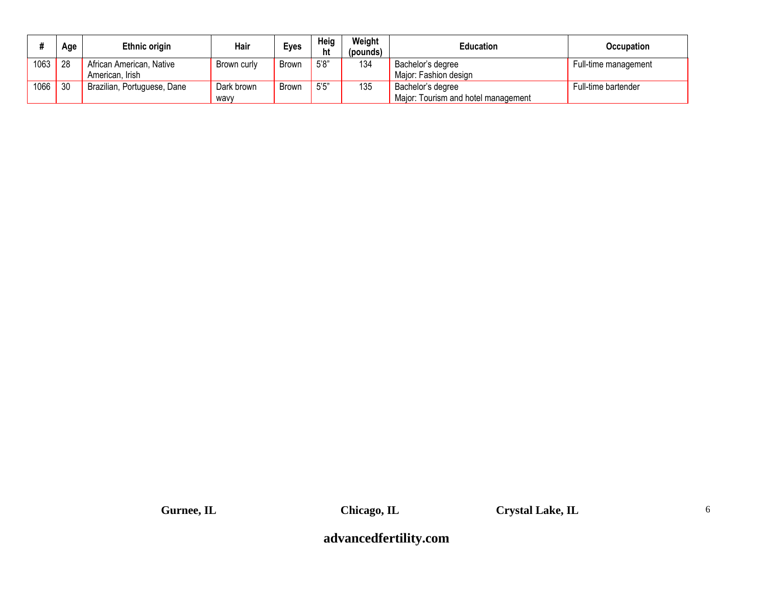| # | Age | Ethnic origin | Hair | Eyes | Height | Weight (pounds) | Education | Occupation |
|---|---|---|---|---|---|---|---|---|
| 1063 | 28 | African American, Native American, Irish | Brown curly | Brown | 5'8" | 134 | Bachelor's degree<br>Major: Fashion design | Full-time management |
| 1066 | 30 | Brazilian, Portuguese, Dane | Dark brown wavy | Brown | 5'5" | 135 | Bachelor's degree<br>Major: Tourism and hotel management | Full-time bartender |

**Gurnee, IL** **Chicago, IL** **Crystal Lake, IL**

**advancedfertility.com**